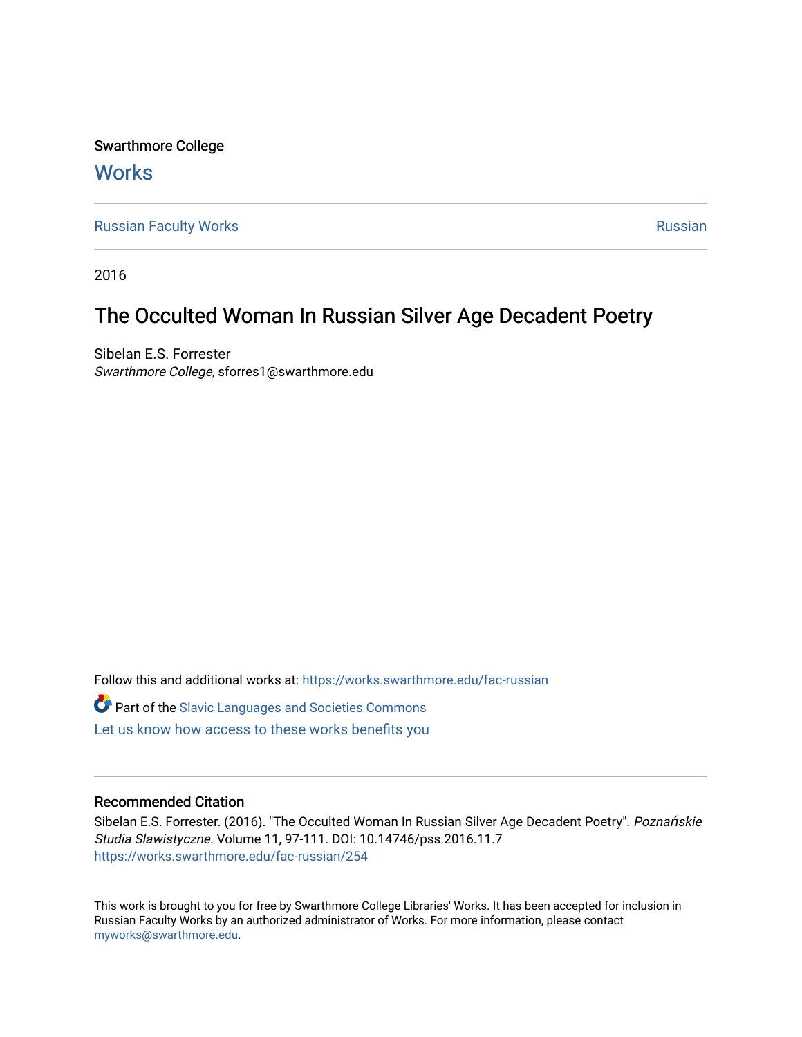Swarthmore College

# Works

Russian Faculty Works | Russian

2016

## The Occulted Woman In Russian Silver Age Decadent Poetry

Sibelan E.S. Forrester
*Swarthmore College*, sforres1@swarthmore.edu

Follow this and additional works at: https://works.swarthmore.edu/fac-russian

Part of the Slavic Languages and Societies Commons

Let us know how access to these works benefits you

### Recommended Citation

Sibelan E.S. Forrester. (2016). "The Occulted Woman In Russian Silver Age Decadent Poetry". *Poznańskie Studia Slawistyczne*. Volume 11, 97-111. DOI: 10.14746/pss.2016.11.7
https://works.swarthmore.edu/fac-russian/254

This work is brought to you for free by Swarthmore College Libraries' Works. It has been accepted for inclusion in Russian Faculty Works by an authorized administrator of Works. For more information, please contact myworks@swarthmore.edu.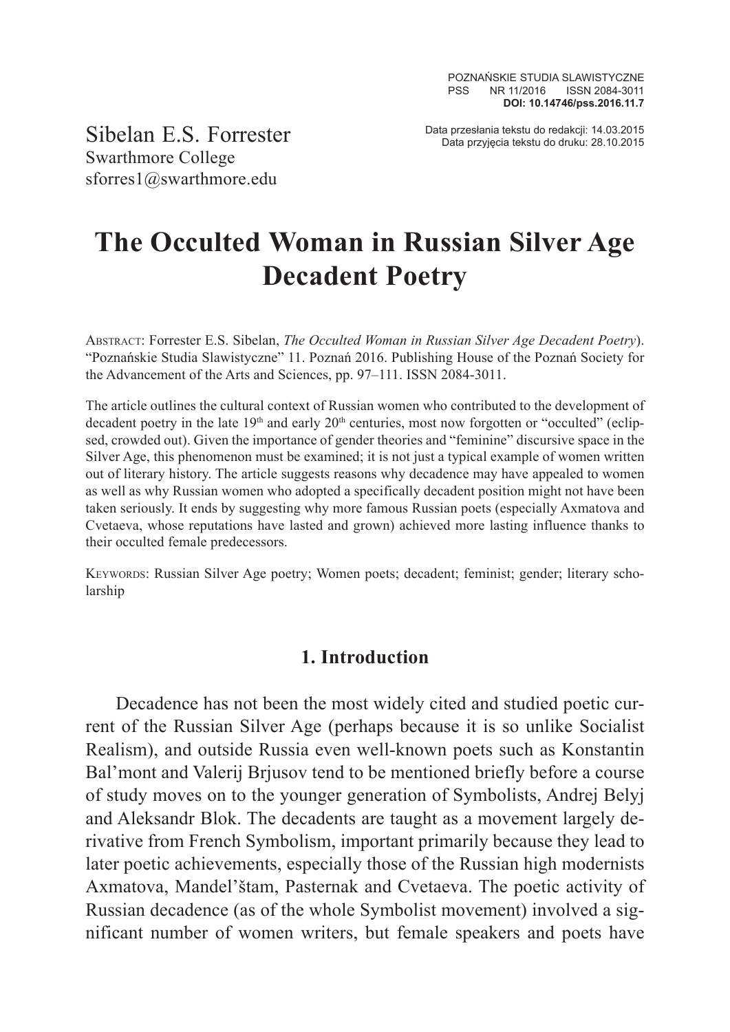POZNAŃSKIE STUDIA SLAWISTYCZNE
PSS NR 11/2016 ISSN 2084-3011
**DOI: 10.14746/pss.2016.11.7**

Sibelan E.S. Forrester
Swarthmore College
sforres1@swarthmore.edu

Data przesłania tekstu do redakcji: 14.03.2015
Data przyjęcia tekstu do druku: 28.10.2015

# The Occulted Woman in Russian Silver Age Decadent Poetry

ABSTRACT: Forrester E.S. Sibelan, *The Occulted Woman in Russian Silver Age Decadent Poetry*). "Poznańskie Studia Slawistyczne" 11. Poznań 2016. Publishing House of the Poznań Society for the Advancement of the Arts and Sciences, pp. 97–111. ISSN 2084-3011.

The article outlines the cultural context of Russian women who contributed to the development of decadent poetry in the late 19th and early 20th centuries, most now forgotten or "occulted" (eclipsed, crowded out). Given the importance of gender theories and "feminine" discursive space in the Silver Age, this phenomenon must be examined; it is not just a typical example of women written out of literary history. The article suggests reasons why decadence may have appealed to women as well as why Russian women who adopted a specifically decadent position might not have been taken seriously. It ends by suggesting why more famous Russian poets (especially Axmatova and Cvetaeva, whose reputations have lasted and grown) achieved more lasting influence thanks to their occulted female predecessors.

KEYWORDS: Russian Silver Age poetry; Women poets; decadent; feminist; gender; literary scholarship

## 1. Introduction

Decadence has not been the most widely cited and studied poetic current of the Russian Silver Age (perhaps because it is so unlike Socialist Realism), and outside Russia even well-known poets such as Konstantin Bal'mont and Valerij Brjusov tend to be mentioned briefly before a course of study moves on to the younger generation of Symbolists, Andrej Belyj and Aleksandr Blok. The decadents are taught as a movement largely derivative from French Symbolism, important primarily because they lead to later poetic achievements, especially those of the Russian high modernists Axmatova, Mandel'štam, Pasternak and Cvetaeva. The poetic activity of Russian decadence (as of the whole Symbolist movement) involved a significant number of women writers, but female speakers and poets have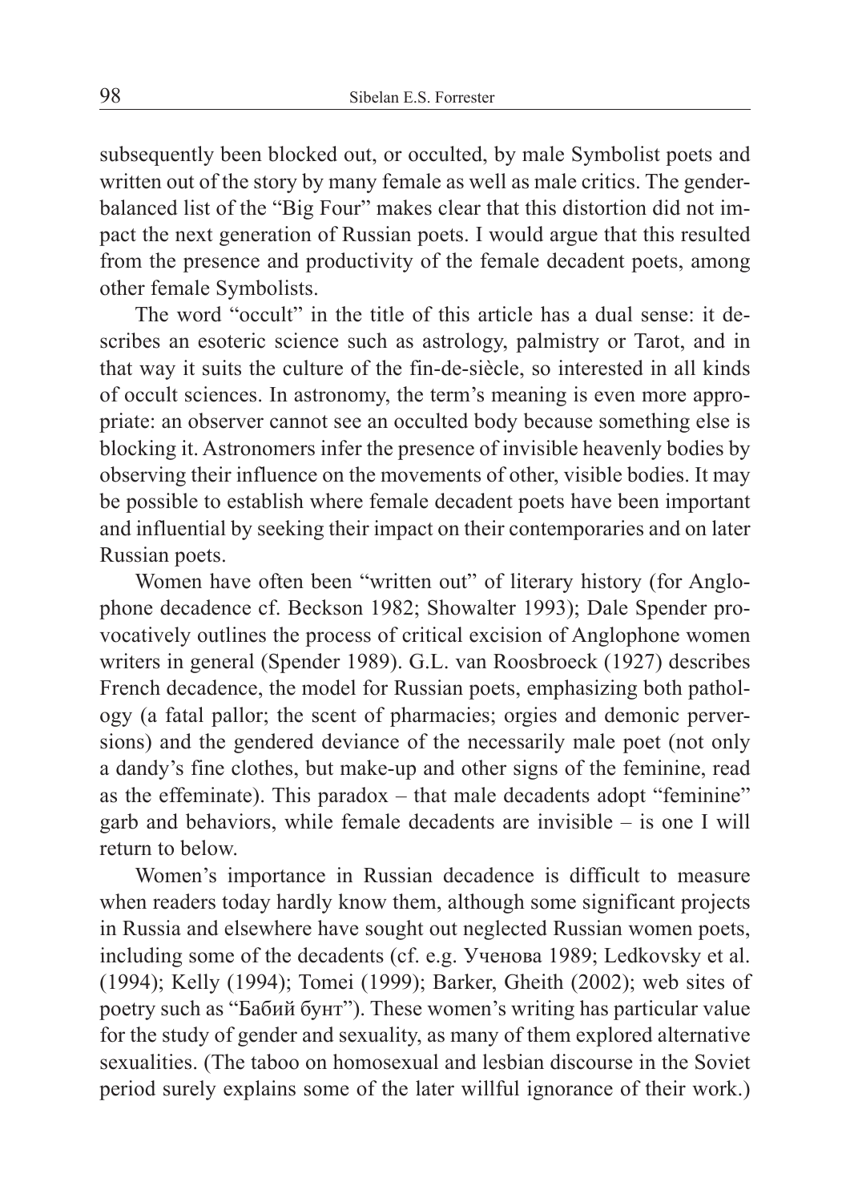subsequently been blocked out, or occulted, by male Symbolist poets and written out of the story by many female as well as male critics. The gender-balanced list of the "Big Four" makes clear that this distortion did not impact the next generation of Russian poets. I would argue that this resulted from the presence and productivity of the female decadent poets, among other female Symbolists.

The word "occult" in the title of this article has a dual sense: it describes an esoteric science such as astrology, palmistry or Tarot, and in that way it suits the culture of the fin-de-siècle, so interested in all kinds of occult sciences. In astronomy, the term's meaning is even more appropriate: an observer cannot see an occulted body because something else is blocking it. Astronomers infer the presence of invisible heavenly bodies by observing their influence on the movements of other, visible bodies. It may be possible to establish where female decadent poets have been important and influential by seeking their impact on their contemporaries and on later Russian poets.

Women have often been "written out" of literary history (for Anglophone decadence cf. Beckson 1982; Showalter 1993); Dale Spender provocatively outlines the process of critical excision of Anglophone women writers in general (Spender 1989). G.L. van Roosbroeck (1927) describes French decadence, the model for Russian poets, emphasizing both pathology (a fatal pallor; the scent of pharmacies; orgies and demonic perversions) and the gendered deviance of the necessarily male poet (not only a dandy's fine clothes, but make-up and other signs of the feminine, read as the effeminate). This paradox – that male decadents adopt "feminine" garb and behaviors, while female decadents are invisible – is one I will return to below.

Women's importance in Russian decadence is difficult to measure when readers today hardly know them, although some significant projects in Russia and elsewhere have sought out neglected Russian women poets, including some of the decadents (cf. e.g. Ученова 1989; Ledkovsky et al. (1994); Kelly (1994); Tomei (1999); Barker, Gheith (2002); web sites of poetry such as "Бабий бунт"). These women's writing has particular value for the study of gender and sexuality, as many of them explored alternative sexualities. (The taboo on homosexual and lesbian discourse in the Soviet period surely explains some of the later willful ignorance of their work.)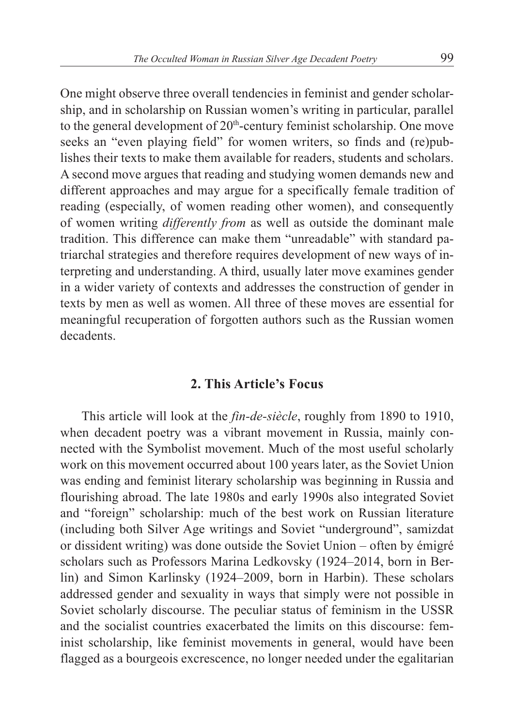One might observe three overall tendencies in feminist and gender scholarship, and in scholarship on Russian women's writing in particular, parallel to the general development of 20th-century feminist scholarship. One move seeks an "even playing field" for women writers, so finds and (re)publishes their texts to make them available for readers, students and scholars. A second move argues that reading and studying women demands new and different approaches and may argue for a specifically female tradition of reading (especially, of women reading other women), and consequently of women writing *differently from* as well as outside the dominant male tradition. This difference can make them "unreadable" with standard patriarchal strategies and therefore requires development of new ways of interpreting and understanding. A third, usually later move examines gender in a wider variety of contexts and addresses the construction of gender in texts by men as well as women. All three of these moves are essential for meaningful recuperation of forgotten authors such as the Russian women decadents.

## 2. This Article's Focus

This article will look at the *fin-de-siècle*, roughly from 1890 to 1910, when decadent poetry was a vibrant movement in Russia, mainly connected with the Symbolist movement. Much of the most useful scholarly work on this movement occurred about 100 years later, as the Soviet Union was ending and feminist literary scholarship was beginning in Russia and flourishing abroad. The late 1980s and early 1990s also integrated Soviet and "foreign" scholarship: much of the best work on Russian literature (including both Silver Age writings and Soviet "underground", samizdat or dissident writing) was done outside the Soviet Union – often by émigré scholars such as Professors Marina Ledkovsky (1924–2014, born in Berlin) and Simon Karlinsky (1924–2009, born in Harbin). These scholars addressed gender and sexuality in ways that simply were not possible in Soviet scholarly discourse. The peculiar status of feminism in the USSR and the socialist countries exacerbated the limits on this discourse: feminist scholarship, like feminist movements in general, would have been flagged as a bourgeois excrescence, no longer needed under the egalitarian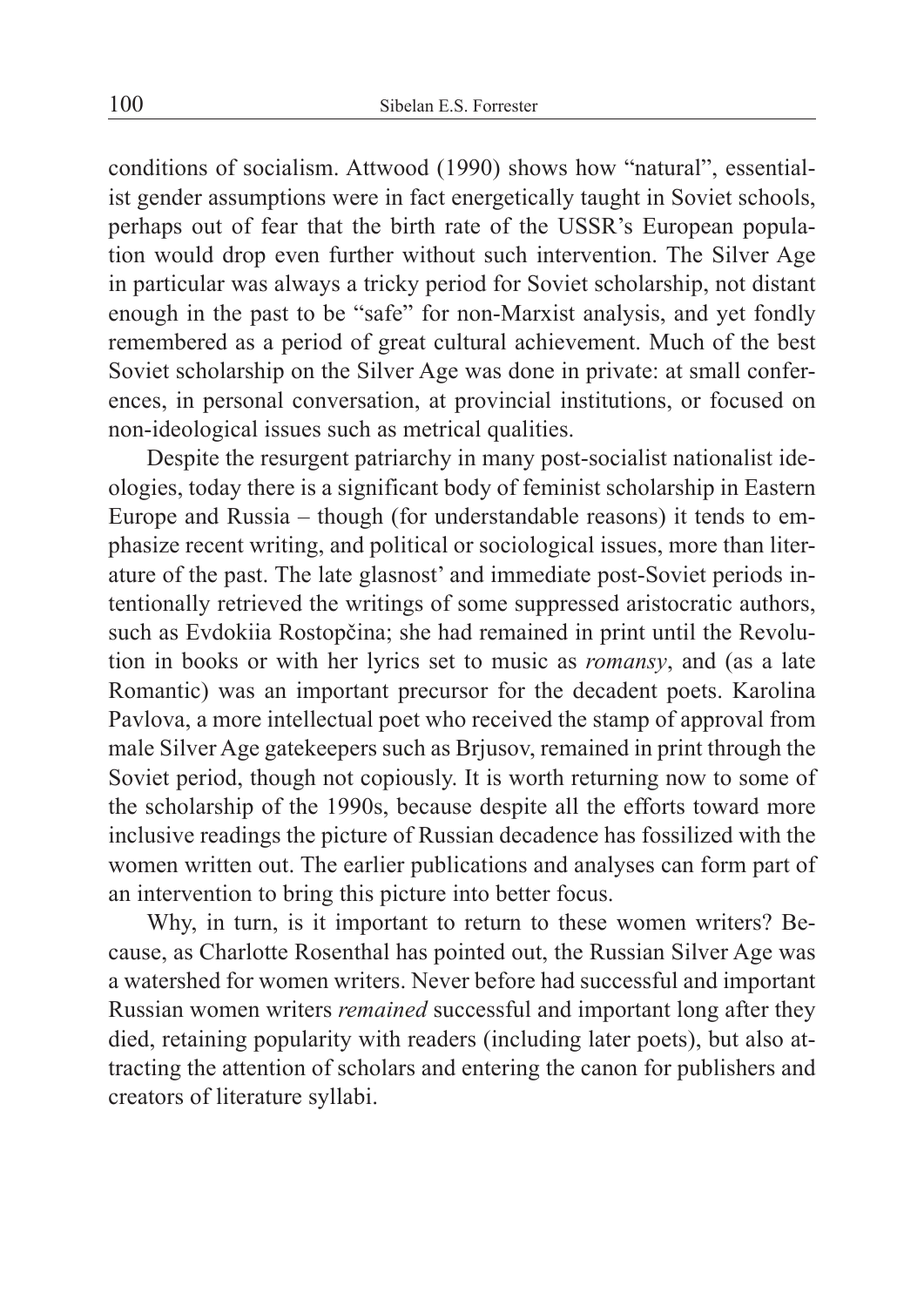conditions of socialism. Attwood (1990) shows how "natural", essentialist gender assumptions were in fact energetically taught in Soviet schools, perhaps out of fear that the birth rate of the USSR's European population would drop even further without such intervention. The Silver Age in particular was always a tricky period for Soviet scholarship, not distant enough in the past to be "safe" for non-Marxist analysis, and yet fondly remembered as a period of great cultural achievement. Much of the best Soviet scholarship on the Silver Age was done in private: at small conferences, in personal conversation, at provincial institutions, or focused on non-ideological issues such as metrical qualities.

Despite the resurgent patriarchy in many post-socialist nationalist ideologies, today there is a significant body of feminist scholarship in Eastern Europe and Russia – though (for understandable reasons) it tends to emphasize recent writing, and political or sociological issues, more than literature of the past. The late glasnost' and immediate post-Soviet periods intentionally retrieved the writings of some suppressed aristocratic authors, such as Evdokiia Rostopčina; she had remained in print until the Revolution in books or with her lyrics set to music as *romansy*, and (as a late Romantic) was an important precursor for the decadent poets. Karolina Pavlova, a more intellectual poet who received the stamp of approval from male Silver Age gatekeepers such as Brjusov, remained in print through the Soviet period, though not copiously. It is worth returning now to some of the scholarship of the 1990s, because despite all the efforts toward more inclusive readings the picture of Russian decadence has fossilized with the women written out. The earlier publications and analyses can form part of an intervention to bring this picture into better focus.

Why, in turn, is it important to return to these women writers? Because, as Charlotte Rosenthal has pointed out, the Russian Silver Age was a watershed for women writers. Never before had successful and important Russian women writers *remained* successful and important long after they died, retaining popularity with readers (including later poets), but also attracting the attention of scholars and entering the canon for publishers and creators of literature syllabi.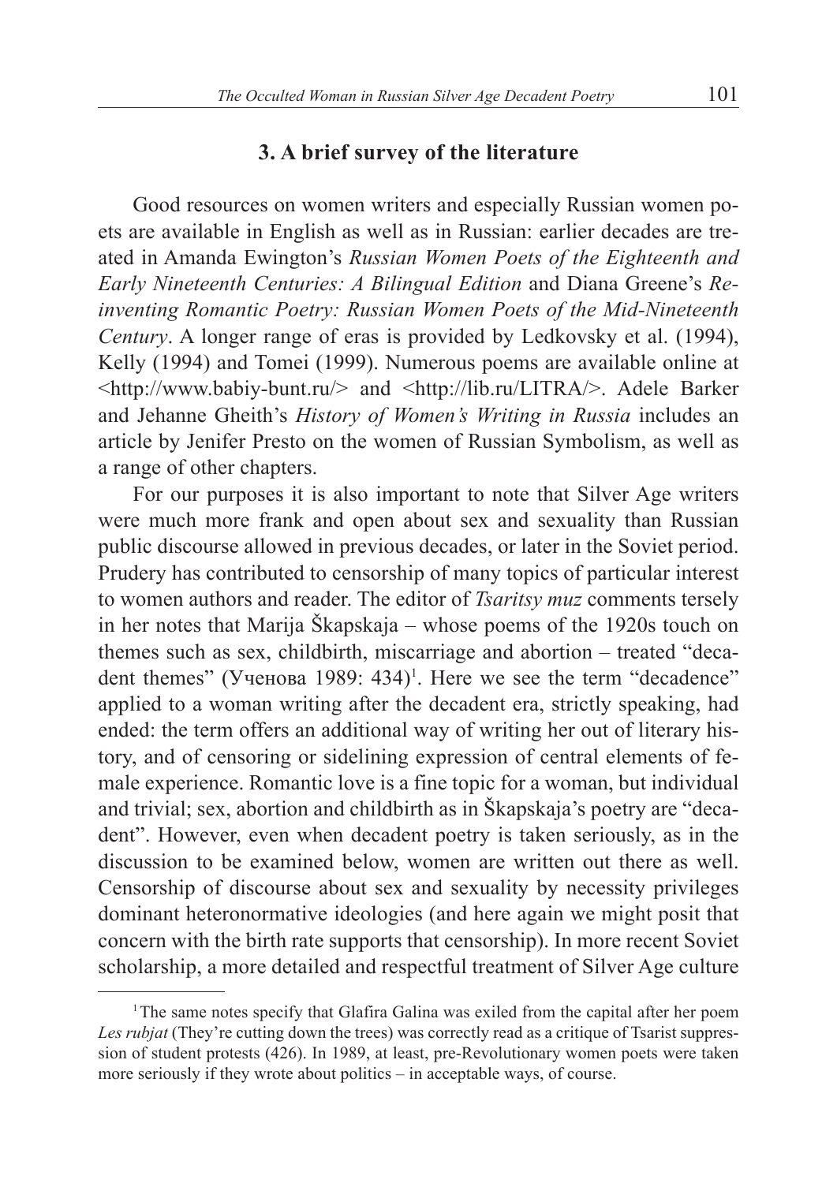## 3. A brief survey of the literature

Good resources on women writers and especially Russian women poets are available in English as well as in Russian: earlier decades are treated in Amanda Ewington's *Russian Women Poets of the Eighteenth and Early Nineteenth Centuries: A Bilingual Edition* and Diana Greene's *Reinventing Romantic Poetry: Russian Women Poets of the Mid-Nineteenth Century*. A longer range of eras is provided by Ledkovsky et al. (1994), Kelly (1994) and Tomei (1999). Numerous poems are available online at <http://www.babiy-bunt.ru/> and <http://lib.ru/LITRA/>. Adele Barker and Jehanne Gheith's *History of Women's Writing in Russia* includes an article by Jenifer Presto on the women of Russian Symbolism, as well as a range of other chapters.

For our purposes it is also important to note that Silver Age writers were much more frank and open about sex and sexuality than Russian public discourse allowed in previous decades, or later in the Soviet period. Prudery has contributed to censorship of many topics of particular interest to women authors and reader. The editor of *Tsaritsy muz* comments tersely in her notes that Marija Škapskaja – whose poems of the 1920s touch on themes such as sex, childbirth, miscarriage and abortion – treated "decadent themes" (Ученова 1989: 434)[1]. Here we see the term "decadence" applied to a woman writing after the decadent era, strictly speaking, had ended: the term offers an additional way of writing her out of literary history, and of censoring or sidelining expression of central elements of female experience. Romantic love is a fine topic for a woman, but individual and trivial; sex, abortion and childbirth as in Škapskaja's poetry are "decadent". However, even when decadent poetry is taken seriously, as in the discussion to be examined below, women are written out there as well. Censorship of discourse about sex and sexuality by necessity privileges dominant heteronormative ideologies (and here again we might posit that concern with the birth rate supports that censorship). In more recent Soviet scholarship, a more detailed and respectful treatment of Silver Age culture

[1] The same notes specify that Glafira Galina was exiled from the capital after her poem *Les rubjat* (They're cutting down the trees) was correctly read as a critique of Tsarist suppression of student protests (426). In 1989, at least, pre-Revolutionary women poets were taken more seriously if they wrote about politics – in acceptable ways, of course.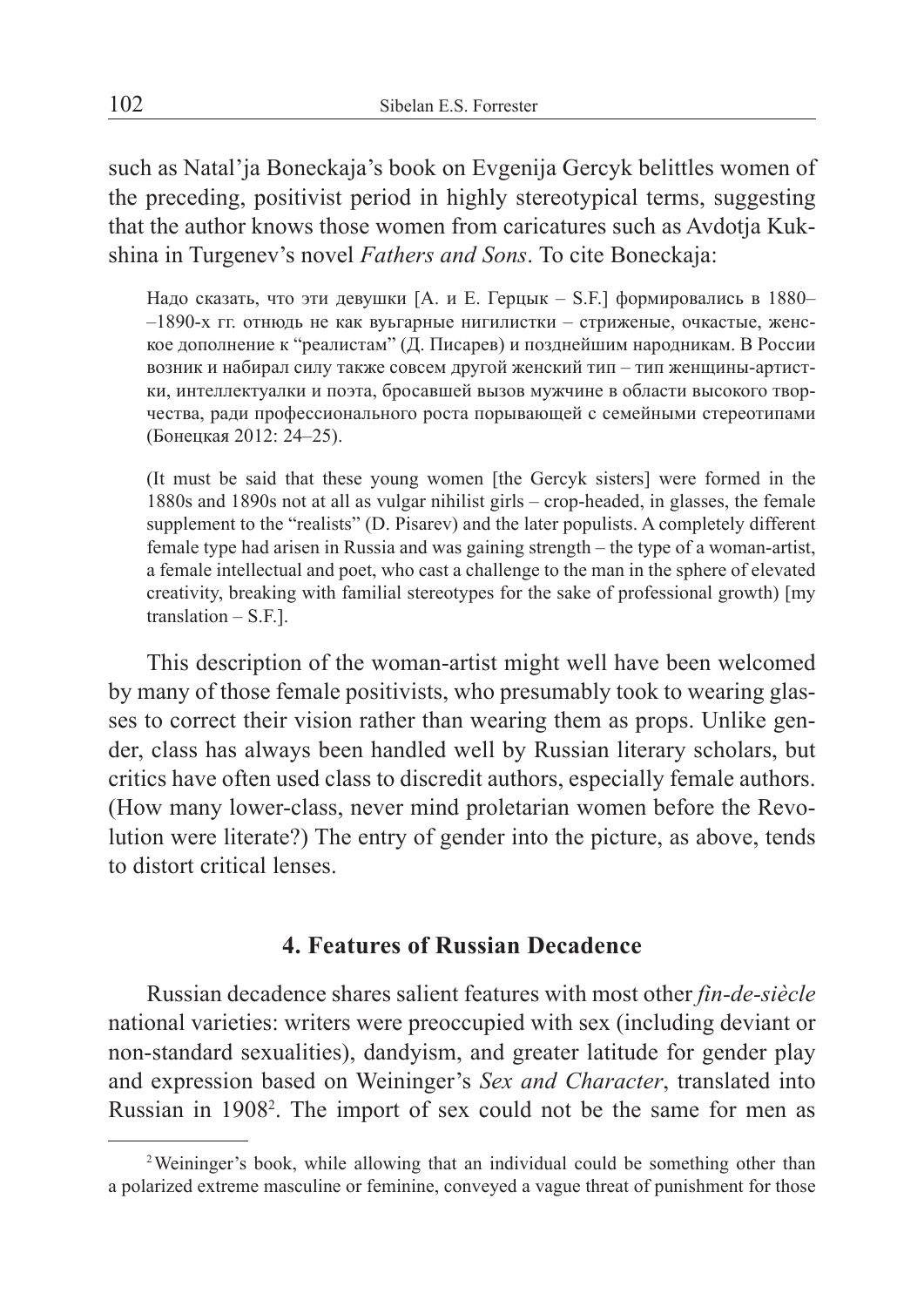such as Natal'ja Boneckaja's book on Evgenija Gercyk belittles women of the preceding, positivist period in highly stereotypical terms, suggesting that the author knows those women from caricatures such as Avdotja Kukshina in Turgenev's novel *Fathers and Sons*. To cite Boneckaja:

> Надо сказать, что эти девушки [А. и Е. Герцык – S.F.] формировались в 1880––1890-х гг. отнюдь не как вульгарные нигилистки – стриженые, очкастые, женское дополнение к "реалистам" (Д. Писарев) и позднейшим народникам. В России возник и набирал силу также совсем другой женский тип – тип женщины-артистки, интеллектуалки и поэта, бросавшей вызов мужчине в области высокого творчества, ради профессионального роста порывающей с семейными стереотипами (Бонецкая 2012: 24–25).
>
> (It must be said that these young women [the Gercyk sisters] were formed in the 1880s and 1890s not at all as vulgar nihilist girls – crop-headed, in glasses, the female supplement to the "realists" (D. Pisarev) and the later populists. A completely different female type had arisen in Russia and was gaining strength – the type of a woman-artist, a female intellectual and poet, who cast a challenge to the man in the sphere of elevated creativity, breaking with familial stereotypes for the sake of professional growth) [my translation – S.F.].

This description of the woman-artist might well have been welcomed by many of those female positivists, who presumably took to wearing glasses to correct their vision rather than wearing them as props. Unlike gender, class has always been handled well by Russian literary scholars, but critics have often used class to discredit authors, especially female authors. (How many lower-class, never mind proletarian women before the Revolution were literate?) The entry of gender into the picture, as above, tends to distort critical lenses.

## 4. Features of Russian Decadence

Russian decadence shares salient features with most other *fin-de-siècle* national varieties: writers were preoccupied with sex (including deviant or non-standard sexualities), dandyism, and greater latitude for gender play and expression based on Weininger's *Sex and Character*, translated into Russian in 1908[2]. The import of sex could not be the same for men as

[2] Weininger's book, while allowing that an individual could be something other than a polarized extreme masculine or feminine, conveyed a vague threat of punishment for those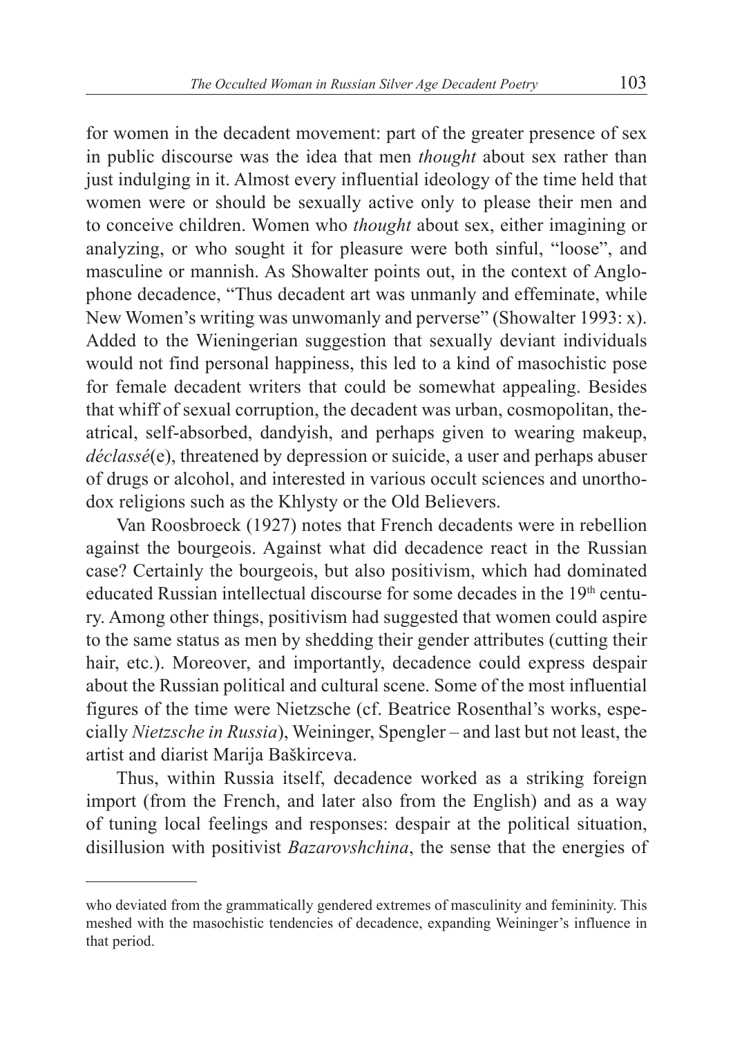for women in the decadent movement: part of the greater presence of sex in public discourse was the idea that men *thought* about sex rather than just indulging in it. Almost every influential ideology of the time held that women were or should be sexually active only to please their men and to conceive children. Women who *thought* about sex, either imagining or analyzing, or who sought it for pleasure were both sinful, "loose", and masculine or mannish. As Showalter points out, in the context of Anglophone decadence, "Thus decadent art was unmanly and effeminate, while New Women's writing was unwomanly and perverse" (Showalter 1993: x). Added to the Wieningerian suggestion that sexually deviant individuals would not find personal happiness, this led to a kind of masochistic pose for female decadent writers that could be somewhat appealing. Besides that whiff of sexual corruption, the decadent was urban, cosmopolitan, theatrical, self-absorbed, dandyish, and perhaps given to wearing makeup, *déclassé*(e), threatened by depression or suicide, a user and perhaps abuser of drugs or alcohol, and interested in various occult sciences and unorthodox religions such as the Khlysty or the Old Believers.

Van Roosbroeck (1927) notes that French decadents were in rebellion against the bourgeois. Against what did decadence react in the Russian case? Certainly the bourgeois, but also positivism, which had dominated educated Russian intellectual discourse for some decades in the 19th century. Among other things, positivism had suggested that women could aspire to the same status as men by shedding their gender attributes (cutting their hair, etc.). Moreover, and importantly, decadence could express despair about the Russian political and cultural scene. Some of the most influential figures of the time were Nietzsche (cf. Beatrice Rosenthal's works, especially *Nietzsche in Russia*), Weininger, Spengler – and last but not least, the artist and diarist Marija Baškirceva.

Thus, within Russia itself, decadence worked as a striking foreign import (from the French, and later also from the English) and as a way of tuning local feelings and responses: despair at the political situation, disillusion with positivist *Bazarovshchina*, the sense that the energies of

---

who deviated from the grammatically gendered extremes of masculinity and femininity. This meshed with the masochistic tendencies of decadence, expanding Weininger's influence in that period.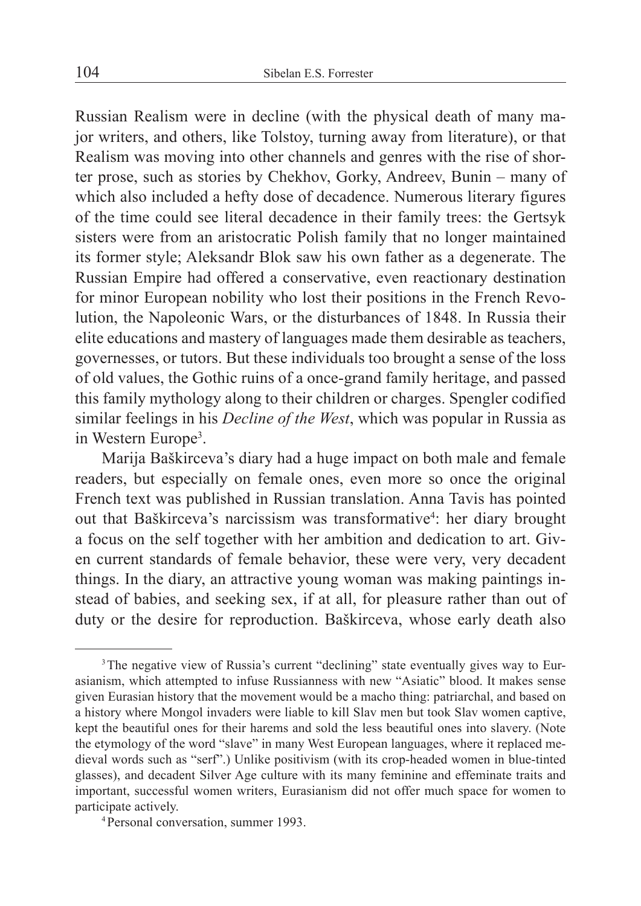Russian Realism were in decline (with the physical death of many major writers, and others, like Tolstoy, turning away from literature), or that Realism was moving into other channels and genres with the rise of shorter prose, such as stories by Chekhov, Gorky, Andreev, Bunin – many of which also included a hefty dose of decadence. Numerous literary figures of the time could see literal decadence in their family trees: the Gertsyk sisters were from an aristocratic Polish family that no longer maintained its former style; Aleksandr Blok saw his own father as a degenerate. The Russian Empire had offered a conservative, even reactionary destination for minor European nobility who lost their positions in the French Revolution, the Napoleonic Wars, or the disturbances of 1848. In Russia their elite educations and mastery of languages made them desirable as teachers, governesses, or tutors. But these individuals too brought a sense of the loss of old values, the Gothic ruins of a once-grand family heritage, and passed this family mythology along to their children or charges. Spengler codified similar feelings in his *Decline of the West*, which was popular in Russia as in Western Europe[3].

Marija Baškirceva's diary had a huge impact on both male and female readers, but especially on female ones, even more so once the original French text was published in Russian translation. Anna Tavis has pointed out that Baškirceva's narcissism was transformative[4]: her diary brought a focus on the self together with her ambition and dedication to art. Given current standards of female behavior, these were very, very decadent things. In the diary, an attractive young woman was making paintings instead of babies, and seeking sex, if at all, for pleasure rather than out of duty or the desire for reproduction. Baškirceva, whose early death also

---

[3] The negative view of Russia's current "declining" state eventually gives way to Eurasianism, which attempted to infuse Russianness with new "Asiatic" blood. It makes sense given Eurasian history that the movement would be a macho thing: patriarchal, and based on a history where Mongol invaders were liable to kill Slav men but took Slav women captive, kept the beautiful ones for their harems and sold the less beautiful ones into slavery. (Note the etymology of the word "slave" in many West European languages, where it replaced medieval words such as "serf".) Unlike positivism (with its crop-headed women in blue-tinted glasses), and decadent Silver Age culture with its many feminine and effeminate traits and important, successful women writers, Eurasianism did not offer much space for women to participate actively.

[4] Personal conversation, summer 1993.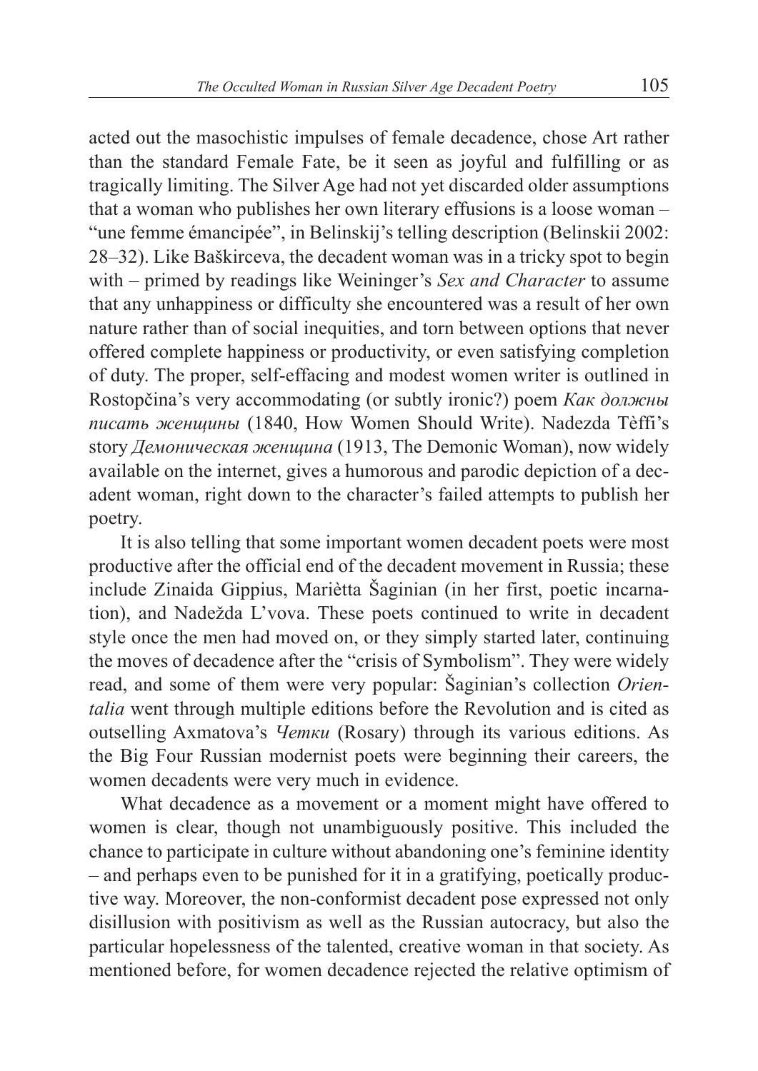acted out the masochistic impulses of female decadence, chose Art rather than the standard Female Fate, be it seen as joyful and fulfilling or as tragically limiting. The Silver Age had not yet discarded older assumptions that a woman who publishes her own literary effusions is a loose woman – "une femme émancipée", in Belinskij's telling description (Belinskii 2002: 28–32). Like Baškirceva, the decadent woman was in a tricky spot to begin with – primed by readings like Weininger's *Sex and Character* to assume that any unhappiness or difficulty she encountered was a result of her own nature rather than of social inequities, and torn between options that never offered complete happiness or productivity, or even satisfying completion of duty. The proper, self-effacing and modest women writer is outlined in Rostopčina's very accommodating (or subtly ironic?) poem *Как должны писать женщины* (1840, How Women Should Write). Nadezda Tèffi's story *Демоническая женщина* (1913, The Demonic Woman), now widely available on the internet, gives a humorous and parodic depiction of a decadent woman, right down to the character's failed attempts to publish her poetry.

It is also telling that some important women decadent poets were most productive after the official end of the decadent movement in Russia; these include Zinaida Gippius, Mariètta Šaginian (in her first, poetic incarnation), and Nadežda L'vova. These poets continued to write in decadent style once the men had moved on, or they simply started later, continuing the moves of decadence after the "crisis of Symbolism". They were widely read, and some of them were very popular: Šaginian's collection *Orientalia* went through multiple editions before the Revolution and is cited as outselling Axmatova's *Четки* (Rosary) through its various editions. As the Big Four Russian modernist poets were beginning their careers, the women decadents were very much in evidence.

What decadence as a movement or a moment might have offered to women is clear, though not unambiguously positive. This included the chance to participate in culture without abandoning one's feminine identity – and perhaps even to be punished for it in a gratifying, poetically productive way. Moreover, the non-conformist decadent pose expressed not only disillusion with positivism as well as the Russian autocracy, but also the particular hopelessness of the talented, creative woman in that society. As mentioned before, for women decadence rejected the relative optimism of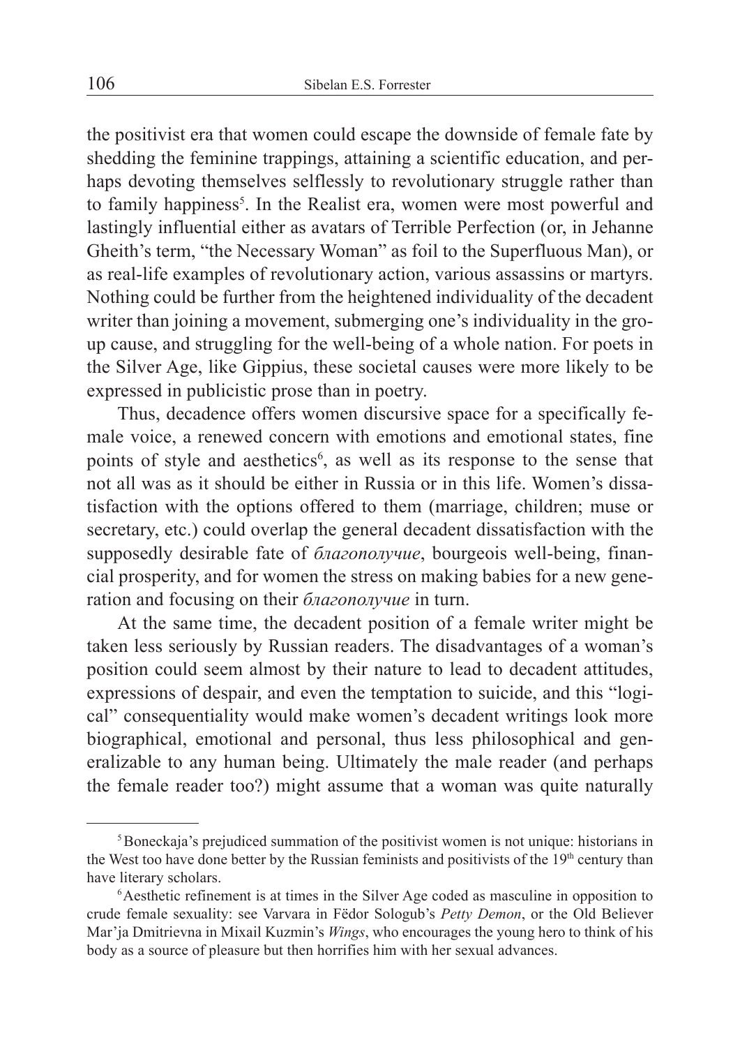the positivist era that women could escape the downside of female fate by shedding the feminine trappings, attaining a scientific education, and perhaps devoting themselves selflessly to revolutionary struggle rather than to family happiness[5]. In the Realist era, women were most powerful and lastingly influential either as avatars of Terrible Perfection (or, in Jehanne Gheith's term, "the Necessary Woman" as foil to the Superfluous Man), or as real-life examples of revolutionary action, various assassins or martyrs. Nothing could be further from the heightened individuality of the decadent writer than joining a movement, submerging one's individuality in the group cause, and struggling for the well-being of a whole nation. For poets in the Silver Age, like Gippius, these societal causes were more likely to be expressed in publicistic prose than in poetry.

Thus, decadence offers women discursive space for a specifically female voice, a renewed concern with emotions and emotional states, fine points of style and aesthetics[6], as well as its response to the sense that not all was as it should be either in Russia or in this life. Women's dissatisfaction with the options offered to them (marriage, children; muse or secretary, etc.) could overlap the general decadent dissatisfaction with the supposedly desirable fate of *благополучие*, bourgeois well-being, financial prosperity, and for women the stress on making babies for a new generation and focusing on their *благополучие* in turn.

At the same time, the decadent position of a female writer might be taken less seriously by Russian readers. The disadvantages of a woman's position could seem almost by their nature to lead to decadent attitudes, expressions of despair, and even the temptation to suicide, and this "logical" consequentiality would make women's decadent writings look more biographical, emotional and personal, thus less philosophical and generalizable to any human being. Ultimately the male reader (and perhaps the female reader too?) might assume that a woman was quite naturally

---

[5] Boneckaja's prejudiced summation of the positivist women is not unique: historians in the West too have done better by the Russian feminists and positivists of the 19th century than have literary scholars.

[6] Aesthetic refinement is at times in the Silver Age coded as masculine in opposition to crude female sexuality: see Varvara in Fëdor Sologub's *Petty Demon*, or the Old Believer Mar'ja Dmitrievna in Mixail Kuzmin's *Wings*, who encourages the young hero to think of his body as a source of pleasure but then horrifies him with her sexual advances.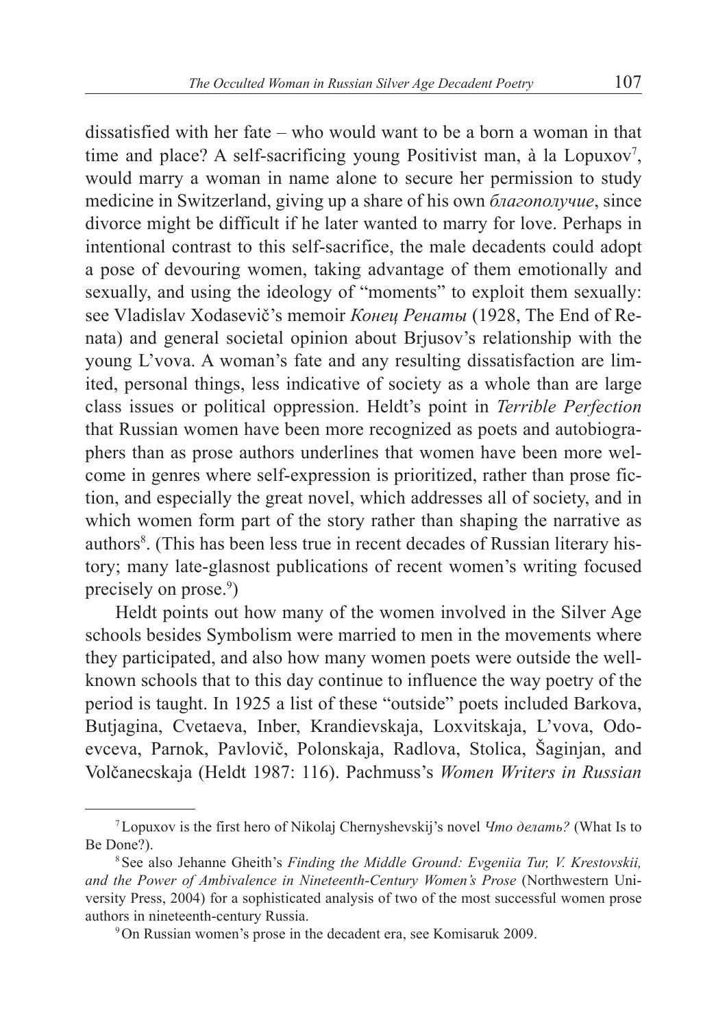dissatisfied with her fate – who would want to be a born a woman in that time and place? A self-sacrificing young Positivist man, à la Lopuxov[7], would marry a woman in name alone to secure her permission to study medicine in Switzerland, giving up a share of his own *благополучие*, since divorce might be difficult if he later wanted to marry for love. Perhaps in intentional contrast to this self-sacrifice, the male decadents could adopt a pose of devouring women, taking advantage of them emotionally and sexually, and using the ideology of "moments" to exploit them sexually: see Vladislav Xodasevič's memoir *Конец Ренаты* (1928, The End of Renata) and general societal opinion about Brjusov's relationship with the young L'vova. A woman's fate and any resulting dissatisfaction are limited, personal things, less indicative of society as a whole than are large class issues or political oppression. Heldt's point in *Terrible Perfection* that Russian women have been more recognized as poets and autobiographers than as prose authors underlines that women have been more welcome in genres where self-expression is prioritized, rather than prose fiction, and especially the great novel, which addresses all of society, and in which women form part of the story rather than shaping the narrative as authors[8]. (This has been less true in recent decades of Russian literary history; many late-glasnost publications of recent women's writing focused precisely on prose.[9])

Heldt points out how many of the women involved in the Silver Age schools besides Symbolism were married to men in the movements where they participated, and also how many women poets were outside the well-known schools that to this day continue to influence the way poetry of the period is taught. In 1925 a list of these "outside" poets included Barkova, Butjagina, Cvetaeva, Inber, Krandievskaja, Loxvitskaja, L'vova, Odoevceva, Parnok, Pavlovič, Polonskaja, Radlova, Stolica, Šaginjan, and Volčanecskaja (Heldt 1987: 116). Pachmuss's *Women Writers in Russian*

---

[7] Lopuxov is the first hero of Nikolaj Chernyshevskij's novel *Что делать?* (What Is to Be Done?).

[8] See also Jehanne Gheith's *Finding the Middle Ground: Evgeniia Tur, V. Krestovskii, and the Power of Ambivalence in Nineteenth-Century Women's Prose* (Northwestern University Press, 2004) for a sophisticated analysis of two of the most successful women prose authors in nineteenth-century Russia.

[9] On Russian women's prose in the decadent era, see Komisaruk 2009.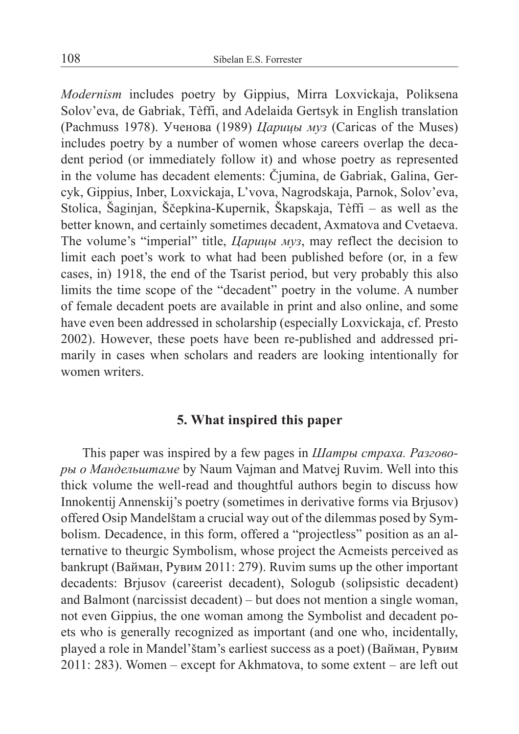*Modernism* includes poetry by Gippius, Mirra Loxvickaja, Poliksena Solov'eva, de Gabriak, Tèffi, and Adelaida Gertsyk in English translation (Pachmuss 1978). Ученова (1989) *Царицы муз* (Caricas of the Muses) includes poetry by a number of women whose careers overlap the decadent period (or immediately follow it) and whose poetry as represented in the volume has decadent elements: Čjumina, de Gabriak, Galina, Gercyk, Gippius, Inber, Loxvickaja, L'vova, Nagrodskaja, Parnok, Solov'eva, Stolica, Šaginjan, Ščepkina-Kupernik, Škapskaja, Tèffi – as well as the better known, and certainly sometimes decadent, Axmatova and Cvetaeva. The volume's "imperial" title, *Царицы муз*, may reflect the decision to limit each poet's work to what had been published before (or, in a few cases, in) 1918, the end of the Tsarist period, but very probably this also limits the time scope of the "decadent" poetry in the volume. A number of female decadent poets are available in print and also online, and some have even been addressed in scholarship (especially Loxvickaja, cf. Presto 2002). However, these poets have been re-published and addressed primarily in cases when scholars and readers are looking intentionally for women writers.

## 5. What inspired this paper

This paper was inspired by a few pages in *Шатры страха. Разговоры о Мандельштаме* by Naum Vajman and Matvej Ruvim. Well into this thick volume the well-read and thoughtful authors begin to discuss how Innokentij Annenskij's poetry (sometimes in derivative forms via Brjusov) offered Osip Mandelštam a crucial way out of the dilemmas posed by Symbolism. Decadence, in this form, offered a "projectless" position as an alternative to theurgic Symbolism, whose project the Acmeists perceived as bankrupt (Вайман, Рувим 2011: 279). Ruvim sums up the other important decadents: Brjusov (careerist decadent), Sologub (solipsistic decadent) and Balmont (narcissist decadent) – but does not mention a single woman, not even Gippius, the one woman among the Symbolist and decadent poets who is generally recognized as important (and one who, incidentally, played a role in Mandel'štam's earliest success as a poet) (Вайман, Рувим 2011: 283). Women – except for Akhmatova, to some extent – are left out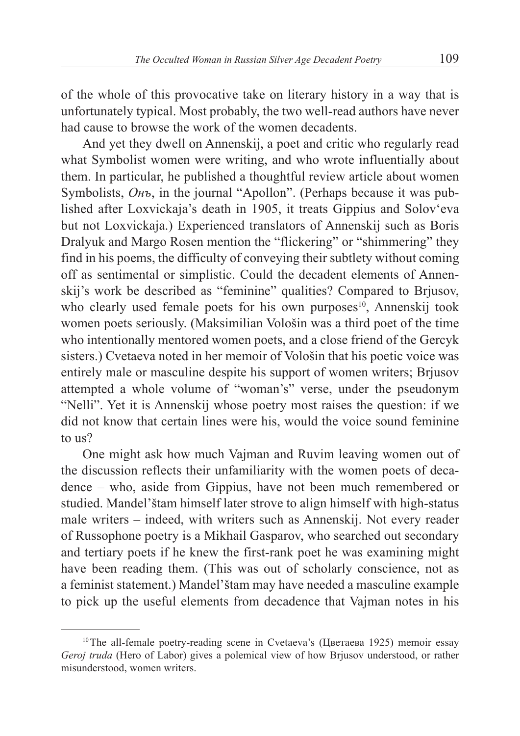of the whole of this provocative take on literary history in a way that is unfortunately typical. Most probably, the two well-read authors have never had cause to browse the work of the women decadents.

And yet they dwell on Annenskij, a poet and critic who regularly read what Symbolist women were writing, and who wrote influentially about them. In particular, he published a thoughtful review article about women Symbolists, *Онъ*, in the journal "Apollon". (Perhaps because it was published after Loxvickaja's death in 1905, it treats Gippius and Solov'eva but not Loxvickaja.) Experienced translators of Annenskij such as Boris Dralyuk and Margo Rosen mention the "flickering" or "shimmering" they find in his poems, the difficulty of conveying their subtlety without coming off as sentimental or simplistic. Could the decadent elements of Annenskij's work be described as "feminine" qualities? Compared to Brjusov, who clearly used female poets for his own purposes[10], Annenskij took women poets seriously. (Maksimilian Vološin was a third poet of the time who intentionally mentored women poets, and a close friend of the Gercyk sisters.) Cvetaeva noted in her memoir of Vološin that his poetic voice was entirely male or masculine despite his support of women writers; Brjusov attempted a whole volume of "woman's" verse, under the pseudonym "Nelli". Yet it is Annenskij whose poetry most raises the question: if we did not know that certain lines were his, would the voice sound feminine to us?

One might ask how much Vajman and Ruvim leaving women out of the discussion reflects their unfamiliarity with the women poets of decadence – who, aside from Gippius, have not been much remembered or studied. Mandel'štam himself later strove to align himself with high-status male writers – indeed, with writers such as Annenskij. Not every reader of Russophone poetry is a Mikhail Gasparov, who searched out secondary and tertiary poets if he knew the first-rank poet he was examining might have been reading them. (This was out of scholarly conscience, not as a feminist statement.) Mandel'štam may have needed a masculine example to pick up the useful elements from decadence that Vajman notes in his

---

[10] The all-female poetry-reading scene in Cvetaeva's (Цветаева 1925) memoir essay *Geroj truda* (Hero of Labor) gives a polemical view of how Brjusov understood, or rather misunderstood, women writers.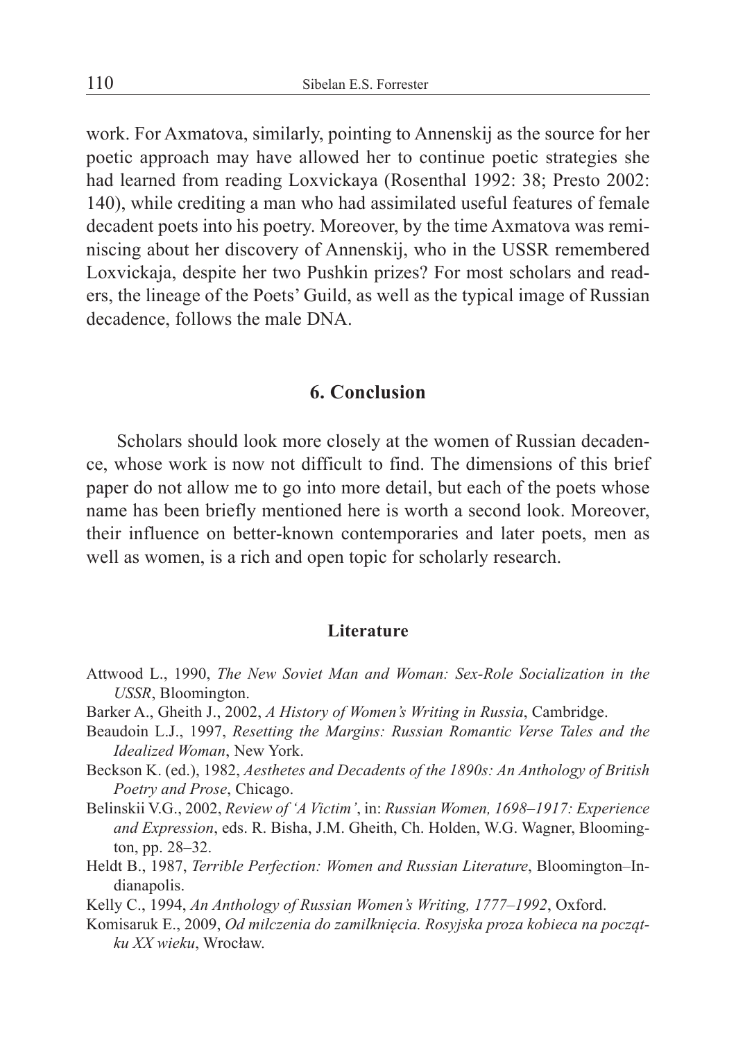work. For Axmatova, similarly, pointing to Annenskij as the source for her poetic approach may have allowed her to continue poetic strategies she had learned from reading Loxvickaya (Rosenthal 1992: 38; Presto 2002: 140), while crediting a man who had assimilated useful features of female decadent poets into his poetry. Moreover, by the time Axmatova was reminiscing about her discovery of Annenskij, who in the USSR remembered Loxvickaja, despite her two Pushkin prizes? For most scholars and readers, the lineage of the Poets' Guild, as well as the typical image of Russian decadence, follows the male DNA.

## 6. Conclusion

Scholars should look more closely at the women of Russian decadence, whose work is now not difficult to find. The dimensions of this brief paper do not allow me to go into more detail, but each of the poets whose name has been briefly mentioned here is worth a second look. Moreover, their influence on better-known contemporaries and later poets, men as well as women, is a rich and open topic for scholarly research.

### Literature

Attwood L., 1990, *The New Soviet Man and Woman: Sex-Role Socialization in the USSR*, Bloomington.

Barker A., Gheith J., 2002, *A History of Women's Writing in Russia*, Cambridge.

Beaudoin L.J., 1997, *Resetting the Margins: Russian Romantic Verse Tales and the Idealized Woman*, New York.

Beckson K. (ed.), 1982, *Aesthetes and Decadents of the 1890s: An Anthology of British Poetry and Prose*, Chicago.

Belinskii V.G., 2002, *Review of 'A Victim'*, in: *Russian Women, 1698–1917: Experience and Expression*, eds. R. Bisha, J.M. Gheith, Ch. Holden, W.G. Wagner, Bloomington, pp. 28–32.

Heldt B., 1987, *Terrible Perfection: Women and Russian Literature*, Bloomington–Indianapolis.

Kelly C., 1994, *An Anthology of Russian Women's Writing, 1777–1992*, Oxford.

Komisaruk E., 2009, *Od milczenia do zamilknięcia. Rosyjska proza kobieca na początku XX wieku*, Wrocław.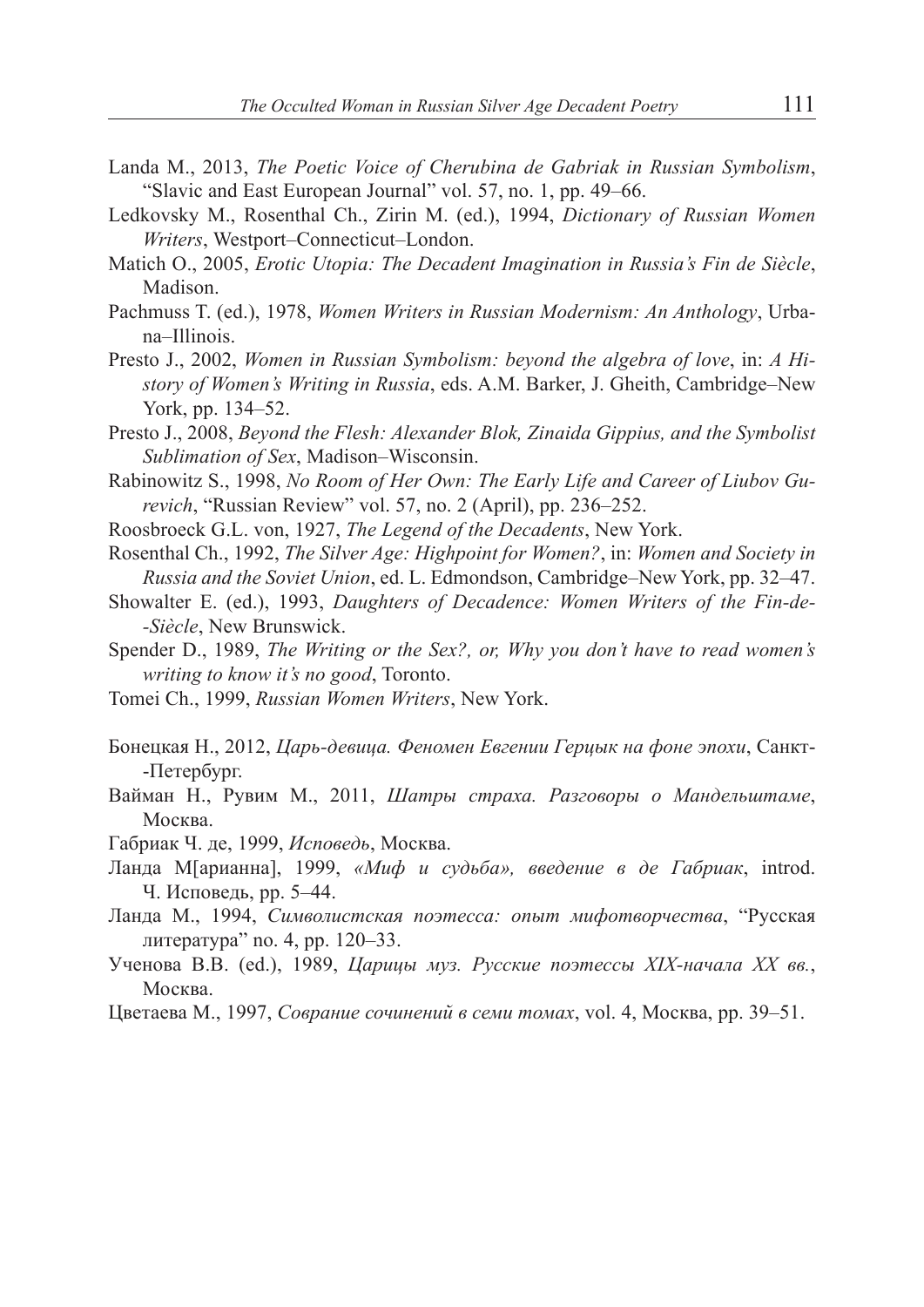Landa M., 2013, *The Poetic Voice of Cherubina de Gabriak in Russian Symbolism*, "Slavic and East European Journal" vol. 57, no. 1, pp. 49–66.

Ledkovsky M., Rosenthal Ch., Zirin M. (ed.), 1994, *Dictionary of Russian Women Writers*, Westport–Connecticut–London.

Matich O., 2005, *Erotic Utopia: The Decadent Imagination in Russia's Fin de Siècle*, Madison.

Pachmuss T. (ed.), 1978, *Women Writers in Russian Modernism: An Anthology*, Urbana–Illinois.

Presto J., 2002, *Women in Russian Symbolism: beyond the algebra of love*, in: *A History of Women's Writing in Russia*, eds. A.M. Barker, J. Gheith, Cambridge–New York, pp. 134–52.

Presto J., 2008, *Beyond the Flesh: Alexander Blok, Zinaida Gippius, and the Symbolist Sublimation of Sex*, Madison–Wisconsin.

Rabinowitz S., 1998, *No Room of Her Own: The Early Life and Career of Liubov Gurevich*, "Russian Review" vol. 57, no. 2 (April), pp. 236–252.

Roosbroeck G.L. von, 1927, *The Legend of the Decadents*, New York.

Rosenthal Ch., 1992, *The Silver Age: Highpoint for Women?*, in: *Women and Society in Russia and the Soviet Union*, ed. L. Edmondson, Cambridge–New York, pp. 32–47.

Showalter E. (ed.), 1993, *Daughters of Decadence: Women Writers of the Fin-de-Siècle*, New Brunswick.

Spender D., 1989, *The Writing or the Sex?, or, Why you don't have to read women's writing to know it's no good*, Toronto.

Tomei Ch., 1999, *Russian Women Writers*, New York.

Бонецкая Н., 2012, *Царь-девица. Феномен Евгении Герцык на фоне эпохи*, Санкт-Петербург.

Вайман Н., Рувим М., 2011, *Шатры страха. Разговоры о Мандельштаме*, Москва.

Габриак Ч. де, 1999, *Исповедь*, Москва.

Ланда М[арианна], 1999, *«Миф и судьба», введение в де Габриак*, introd. Ч. Исповедь, pp. 5–44.

Ланда М., 1994, *Символистская поэтесса: опыт мифотворчества*, "Русская литература" no. 4, pp. 120–33.

Ученова В.В. (ed.), 1989, *Царицы муз. Русские поэтессы XIX-начала XX вв.*, Москва.

Цветаева М., 1997, *Соврание сочинений в семи томах*, vol. 4, Москва, pp. 39–51.